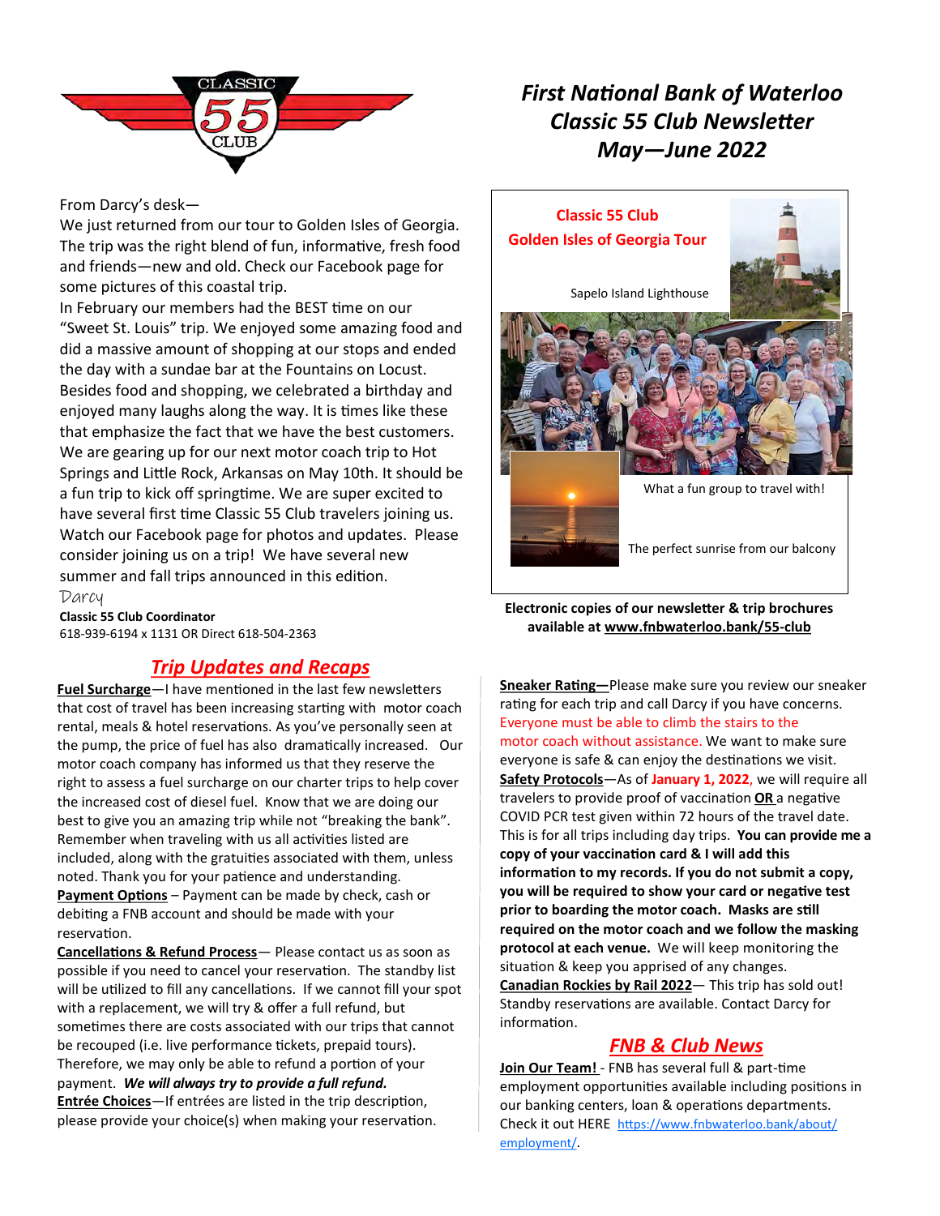# First National Bank of Waterloo Classic 55 Club Newsletter May—June 2022

From Darcy's desk—

We just returned from our tour to Golden Isles of Georgia. The trip was the right blend of fun, informative, fresh food and friends—new and old. Check our Facebook page for some pictures of this coastal trip.

In February our members had the BEST time on our "Sweet St. Louis" trip. We enjoyed some amazing food and did a massive amount of shopping at our stops and ended the day with a sundae bar at the Fountains on Locust. Besides food and shopping, we celebrated a birthday and enjoyed many laughs along the way. It is times like these that emphasize the fact that we have the best customers. We are gearing up for our next motor coach trip to Hot Springs and Little Rock, Arkansas on May 10th. It should be a fun trip to kick off springtime. We are super excited to have several first time Classic 55 Club travelers joining us. Watch our Facebook page for photos and updates. Please consider joining us on a trip! We have several new summer and fall trips announced in this edition.

Darcy

**Classic 55 Club Coordinator**
618-939-6194 x 1131 OR Direct 618-504-2363

**Classic 55 Club**
**Golden Isles of Georgia Tour**

Sapelo Island Lighthouse

What a fun group to travel with!

The perfect sunrise from our balcony

**Electronic copies of our newsletter & trip brochures available at www.fnbwaterloo.bank/55-club**

## Trip Updates and Recaps

**Fuel Surcharge**—I have mentioned in the last few newsletters that cost of travel has been increasing starting with motor coach rental, meals & hotel reservations. As you've personally seen at the pump, the price of fuel has also dramatically increased. Our motor coach company has informed us that they reserve the right to assess a fuel surcharge on our charter trips to help cover the increased cost of diesel fuel. Know that we are doing our best to give you an amazing trip while not "breaking the bank". Remember when traveling with us all activities listed are included, along with the gratuities associated with them, unless noted. Thank you for your patience and understanding.

**Payment Options** – Payment can be made by check, cash or debiting a FNB account and should be made with your reservation.

**Cancellations & Refund Process**— Please contact us as soon as possible if you need to cancel your reservation. The standby list will be utilized to fill any cancellations. If we cannot fill your spot with a replacement, we will try & offer a full refund, but sometimes there are costs associated with our trips that cannot be recouped (i.e. live performance tickets, prepaid tours). Therefore, we may only be able to refund a portion of your payment. ***We will always try to provide a full refund.***

**Entrée Choices**—If entrées are listed in the trip description, please provide your choice(s) when making your reservation.

**Sneaker Rating—**Please make sure you review our sneaker rating for each trip and call Darcy if you have concerns. Everyone must be able to climb the stairs to the motor coach without assistance. We want to make sure everyone is safe & can enjoy the destinations we visit.

**Safety Protocols**—As of **January 1, 2022**, we will require all travelers to provide proof of vaccination **OR** a negative COVID PCR test given within 72 hours of the travel date. This is for all trips including day trips. **You can provide me a copy of your vaccination card & I will add this information to my records. If you do not submit a copy, you will be required to show your card or negative test prior to boarding the motor coach. Masks are still required on the motor coach and we follow the masking protocol at each venue.** We will keep monitoring the situation & keep you apprised of any changes.

**Canadian Rockies by Rail 2022**— This trip has sold out! Standby reservations are available. Contact Darcy for information.

## FNB & Club News

**Join Our Team!** - FNB has several full & part-time employment opportunities available including positions in our banking centers, loan & operations departments. Check it out HERE https://www.fnbwaterloo.bank/about/employment/.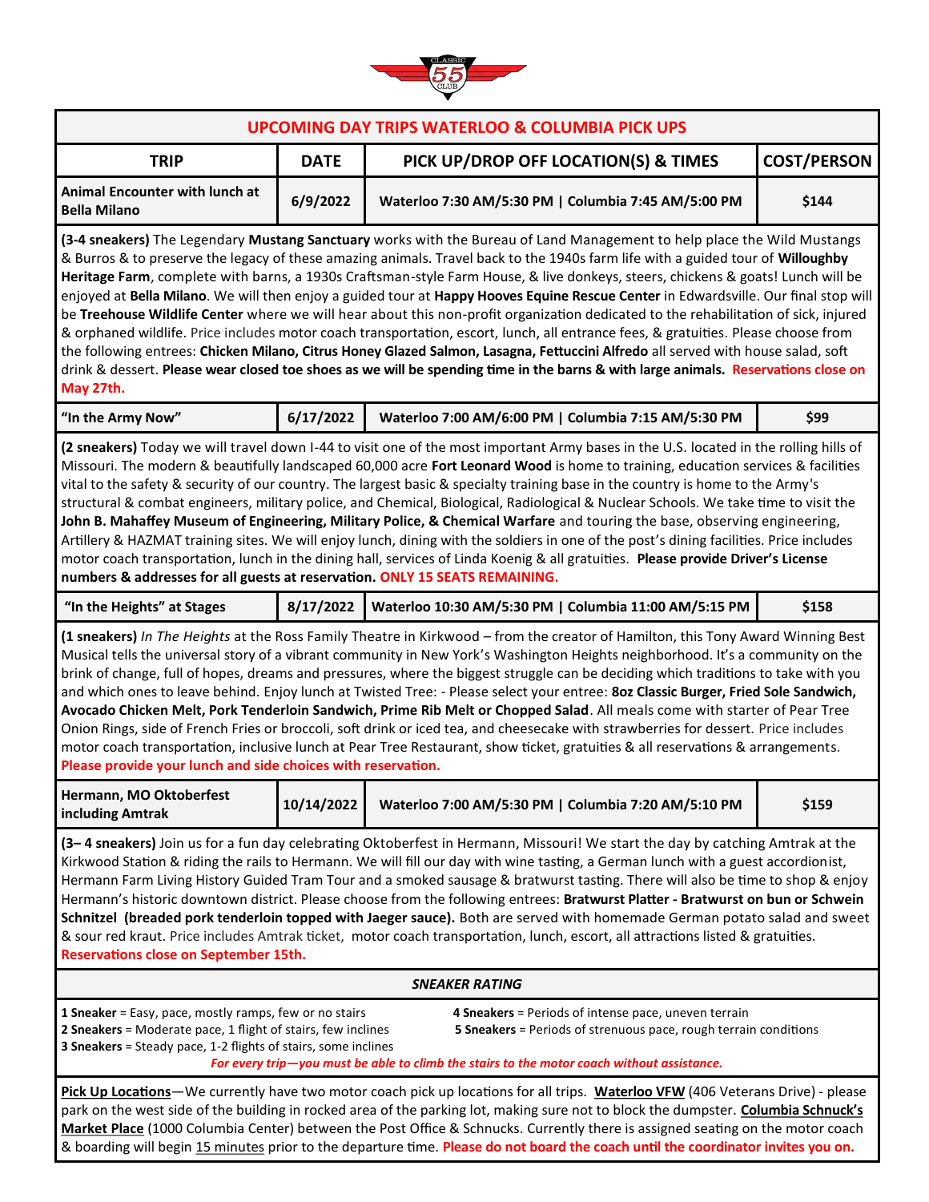# UPCOMING DAY TRIPS WATERLOO & COLUMBIA PICK UPS

| TRIP | DATE | PICK UP/DROP OFF LOCATION(S) & TIMES | COST/PERSON |
|---|---|---|---|
| **Animal Encounter with lunch at Bella Milano** | 6/9/2022 | Waterloo 7:30 AM/5:30 PM \| Columbia 7:45 AM/5:00 PM | $144 |

**(3-4 sneakers)** The Legendary **Mustang Sanctuary** works with the Bureau of Land Management to help place the Wild Mustangs & Burros & to preserve the legacy of these amazing animals. Travel back to the 1940s farm life with a guided tour of **Willoughby Heritage Farm**, complete with barns, a 1930s Craftsman-style Farm House, & live donkeys, steers, chickens & goats! Lunch will be enjoyed at **Bella Milano**. We will then enjoy a guided tour at **Happy Hooves Equine Rescue Center** in Edwardsville. Our final stop will be **Treehouse Wildlife Center** where we will hear about this non-profit organization dedicated to the rehabilitation of sick, injured & orphaned wildlife. Price includes motor coach transportation, escort, lunch, all entrance fees, & gratuities. Please choose from the following entrees: **Chicken Milano, Citrus Honey Glazed Salmon, Lasagna, Fettuccini Alfredo** all served with house salad, soft drink & dessert. **Please wear closed toe shoes as we will be spending time in the barns & with large animals. Reservations close on May 27th.**

| TRIP | DATE | PICK UP/DROP OFF LOCATION(S) & TIMES | COST/PERSON |
|---|---|---|---|
| **"In the Army Now"** | 6/17/2022 | Waterloo 7:00 AM/6:00 PM \| Columbia 7:15 AM/5:30 PM | $99 |

**(2 sneakers)** Today we will travel down I-44 to visit one of the most important Army bases in the U.S. located in the rolling hills of Missouri. The modern & beautifully landscaped 60,000 acre **Fort Leonard Wood** is home to training, education services & facilities vital to the safety & security of our country. The largest basic & specialty training base in the country is home to the Army's structural & combat engineers, military police, and Chemical, Biological, Radiological & Nuclear Schools. We take time to visit the **John B. Mahaffey Museum of Engineering, Military Police, & Chemical Warfare** and touring the base, observing engineering, Artillery & HAZMAT training sites. We will enjoy lunch, dining with the soldiers in one of the post's dining facilities. Price includes motor coach transportation, lunch in the dining hall, services of Linda Koenig & all gratuities. **Please provide Driver's License numbers & addresses for all guests at reservation. ONLY 15 SEATS REMAINING.**

| TRIP | DATE | PICK UP/DROP OFF LOCATION(S) & TIMES | COST/PERSON |
|---|---|---|---|
| **"In the Heights" at Stages** | 8/17/2022 | Waterloo 10:30 AM/5:30 PM \| Columbia 11:00 AM/5:15 PM | $158 |

**(1 sneakers)** *In The Heights* at the Ross Family Theatre in Kirkwood – from the creator of Hamilton, this Tony Award Winning Best Musical tells the universal story of a vibrant community in New York's Washington Heights neighborhood. It's a community on the brink of change, full of hopes, dreams and pressures, where the biggest struggle can be deciding which traditions to take with you and which ones to leave behind. Enjoy lunch at Twisted Tree: - Please select your entree: **8oz Classic Burger, Fried Sole Sandwich, Avocado Chicken Melt, Pork Tenderloin Sandwich, Prime Rib Melt or Chopped Salad**. All meals come with starter of Pear Tree Onion Rings, side of French Fries or broccoli, soft drink or iced tea, and cheesecake with strawberries for dessert. Price includes motor coach transportation, inclusive lunch at Pear Tree Restaurant, show ticket, gratuities & all reservations & arrangements. **Please provide your lunch and side choices with reservation.**

| TRIP | DATE | PICK UP/DROP OFF LOCATION(S) & TIMES | COST/PERSON |
|---|---|---|---|
| **Hermann, MO Oktoberfest including Amtrak** | 10/14/2022 | Waterloo 7:00 AM/5:30 PM \| Columbia 7:20 AM/5:10 PM | $159 |

**(3– 4 sneakers)** Join us for a fun day celebrating Oktoberfest in Hermann, Missouri! We start the day by catching Amtrak at the Kirkwood Station & riding the rails to Hermann. We will fill our day with wine tasting, a German lunch with a guest accordionist, Hermann Farm Living History Guided Tram Tour and a smoked sausage & bratwurst tasting. There will also be time to shop & enjoy Hermann's historic downtown district. Please choose from the following entrees: **Bratwurst Platter - Bratwurst on bun or Schwein Schnitzel (breaded pork tenderloin topped with Jaeger sauce).** Both are served with homemade German potato salad and sweet & sour red kraut. Price includes Amtrak ticket, motor coach transportation, lunch, escort, all attractions listed & gratuities. **Reservations close on September 15th.**

### *SNEAKER RATING*

**1 Sneaker** = Easy, pace, mostly ramps, few or no stairs
**2 Sneakers** = Moderate pace, 1 flight of stairs, few inclines
**3 Sneakers** = Steady pace, 1-2 flights of stairs, some inclines
**4 Sneakers** = Periods of intense pace, uneven terrain
**5 Sneakers** = Periods of strenuous pace, rough terrain conditions

***For every trip—you must be able to climb the stairs to the motor coach without assistance.***

**Pick Up Locations**—We currently have two motor coach pick up locations for all trips. **Waterloo VFW** (406 Veterans Drive) - please park on the west side of the building in rocked area of the parking lot, making sure not to block the dumpster. **Columbia Schnuck's Market Place** (1000 Columbia Center) between the Post Office & Schnucks. Currently there is assigned seating on the motor coach & boarding will begin 15 minutes prior to the departure time. **Please do not board the coach until the coordinator invites you on.**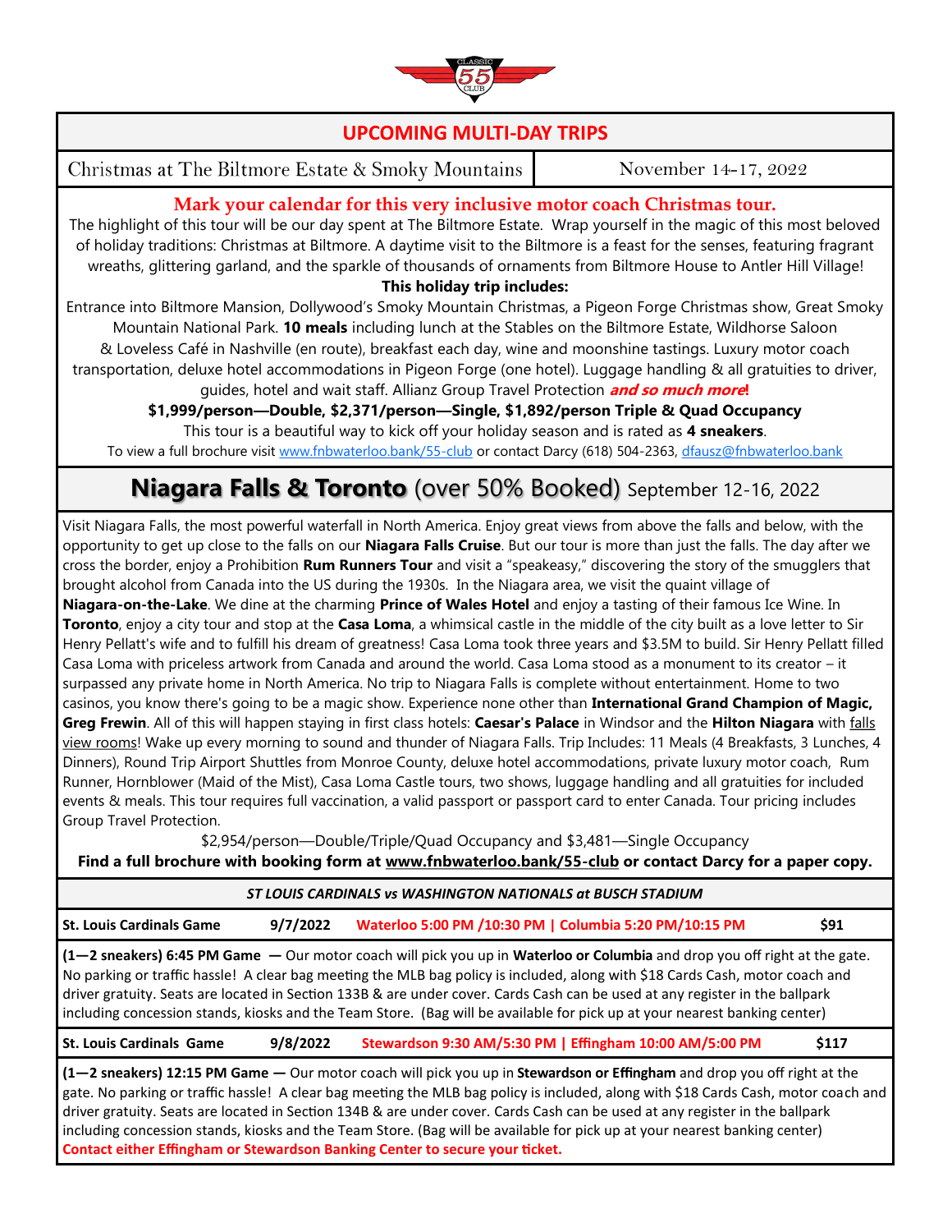## UPCOMING MULTI-DAY TRIPS

| Christmas at The Biltmore Estate & Smoky Mountains | November 14-17, 2022 |
|---|---|

**Mark your calendar for this very inclusive motor coach Christmas tour.**

The highlight of this tour will be our day spent at The Biltmore Estate. Wrap yourself in the magic of this most beloved of holiday traditions: Christmas at Biltmore. A daytime visit to the Biltmore is a feast for the senses, featuring fragrant wreaths, glittering garland, and the sparkle of thousands of ornaments from Biltmore House to Antler Hill Village!

**This holiday trip includes:**

Entrance into Biltmore Mansion, Dollywood's Smoky Mountain Christmas, a Pigeon Forge Christmas show, Great Smoky Mountain National Park. **10 meals** including lunch at the Stables on the Biltmore Estate, Wildhorse Saloon & Loveless Café in Nashville (en route), breakfast each day, wine and moonshine tastings. Luxury motor coach transportation, deluxe hotel accommodations in Pigeon Forge (one hotel). Luggage handling & all gratuities to driver, guides, hotel and wait staff. Allianz Group Travel Protection ***and so much more!***

**$1,999/person—Double, $2,371/person—Single, $1,892/person Triple & Quad Occupancy**

This tour is a beautiful way to kick off your holiday season and is rated as **4 sneakers**.

To view a full brochure visit www.fnbwaterloo.bank/55-club or contact Darcy (618) 504-2363, dfausz@fnbwaterloo.bank

## Niagara Falls & Toronto (over 50% Booked) September 12-16, 2022

Visit Niagara Falls, the most powerful waterfall in North America. Enjoy great views from above the falls and below, with the opportunity to get up close to the falls on our **Niagara Falls Cruise**. But our tour is more than just the falls. The day after we cross the border, enjoy a Prohibition **Rum Runners Tour** and visit a "speakeasy," discovering the story of the smugglers that brought alcohol from Canada into the US during the 1930s. In the Niagara area, we visit the quaint village of **Niagara-on-the-Lake**. We dine at the charming **Prince of Wales Hotel** and enjoy a tasting of their famous Ice Wine. In **Toronto**, enjoy a city tour and stop at the **Casa Loma**, a whimsical castle in the middle of the city built as a love letter to Sir Henry Pellatt's wife and to fulfill his dream of greatness! Casa Loma took three years and $3.5M to build. Sir Henry Pellatt filled Casa Loma with priceless artwork from Canada and around the world. Casa Loma stood as a monument to its creator – it surpassed any private home in North America. No trip to Niagara Falls is complete without entertainment. Home to two casinos, you know there's going to be a magic show. Experience none other than **International Grand Champion of Magic, Greg Frewin**. All of this will happen staying in first class hotels: **Caesar's Palace** in Windsor and the **Hilton Niagara** with falls view rooms! Wake up every morning to sound and thunder of Niagara Falls. Trip Includes: 11 Meals (4 Breakfasts, 3 Lunches, 4 Dinners), Round Trip Airport Shuttles from Monroe County, deluxe hotel accommodations, private luxury motor coach, Rum Runner, Hornblower (Maid of the Mist), Casa Loma Castle tours, two shows, luggage handling and all gratuities for included events & meals. This tour requires full vaccination, a valid passport or passport card to enter Canada. Tour pricing includes Group Travel Protection.

$2,954/person—Double/Triple/Quad Occupancy and $3,481—Single Occupancy

**Find a full brochure with booking form at www.fnbwaterloo.bank/55-club or contact Darcy for a paper copy.**

***ST LOUIS CARDINALS vs WASHINGTON NATIONALS at BUSCH STADIUM***

| St. Louis Cardinals Game | 9/7/2022 | Waterloo 5:00 PM /10:30 PM \| Columbia 5:20 PM/10:15 PM | $91 |
|---|---|---|---|

**(1—2 sneakers) 6:45 PM Game —** Our motor coach will pick you up in **Waterloo or Columbia** and drop you off right at the gate. No parking or traffic hassle! A clear bag meeting the MLB bag policy is included, along with $18 Cards Cash, motor coach and driver gratuity. Seats are located in Section 133B & are under cover. Cards Cash can be used at any register in the ballpark including concession stands, kiosks and the Team Store. (Bag will be available for pick up at your nearest banking center)

| St. Louis Cardinals Game | 9/8/2022 | Stewardson 9:30 AM/5:30 PM \| Effingham 10:00 AM/5:00 PM | $117 |
|---|---|---|---|

**(1—2 sneakers) 12:15 PM Game —** Our motor coach will pick you up in **Stewardson or Effingham** and drop you off right at the gate. No parking or traffic hassle! A clear bag meeting the MLB bag policy is included, along with $18 Cards Cash, motor coach and driver gratuity. Seats are located in Section 134B & are under cover. Cards Cash can be used at any register in the ballpark including concession stands, kiosks and the Team Store. (Bag will be available for pick up at your nearest banking center)

**Contact either Effingham or Stewardson Banking Center to secure your ticket.**